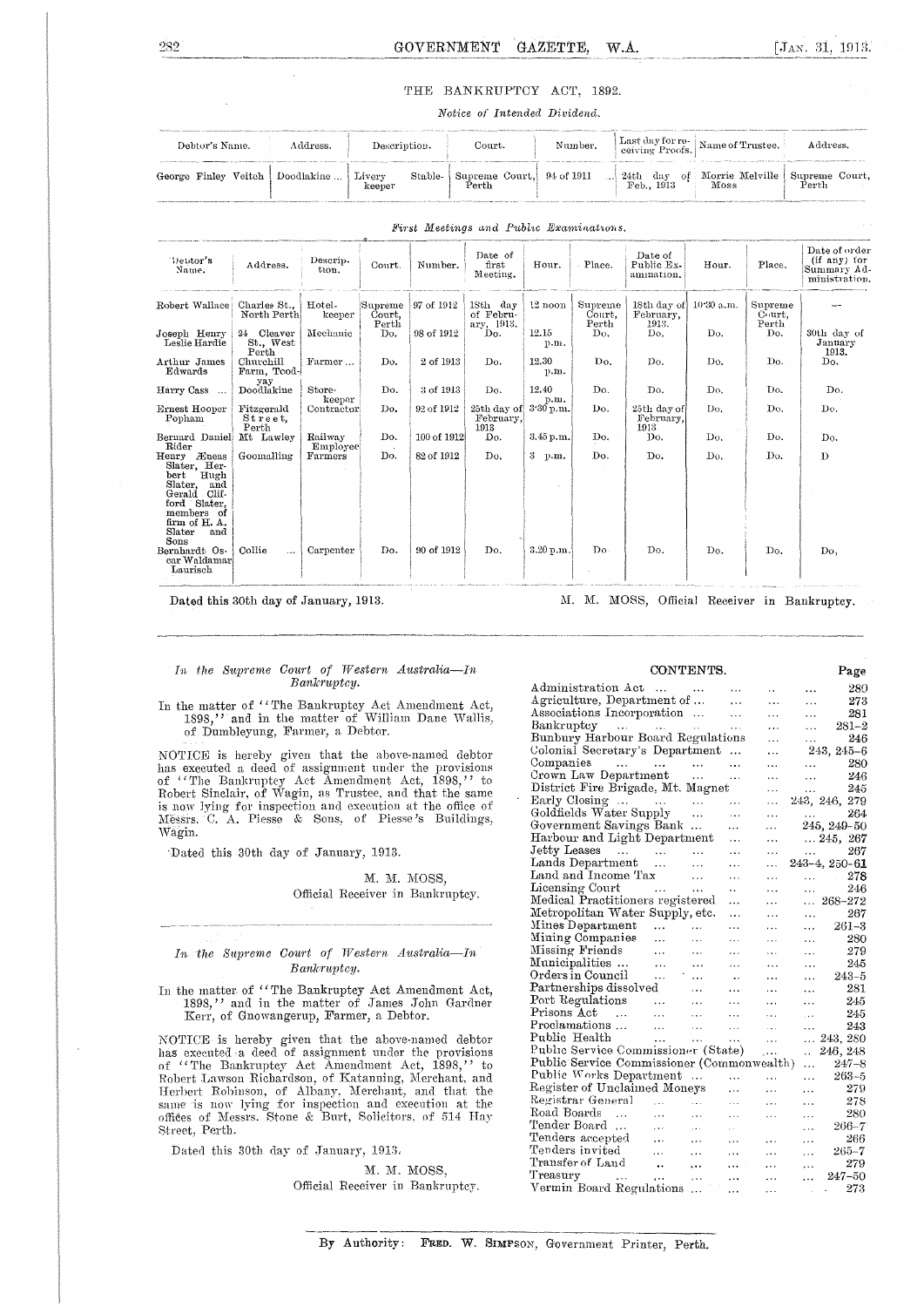## THE BANKRUPTCY ACT, 1892.

*Notice of Intended Dividend.*

| Debtor's Name. | Address. | Description. | Court. | Number. | Last day for receiving Proofs. | Name of Trustee. | Address. |
|---|---|---|---|---|---|---|---|
| George Finley Veitch | Doodlakine ... | Livery Stable-keeper | Supreme Court, Perth | 94 of 1911 ... | 24th day of Feb., 1913 | Morrie Melville Moss | Supreme Court, Perth |

*First Meetings and Public Examinations.*

| Debtor's Name. | Address. | Description. | Court. | Number. | Date of first Meeting. | Hour. | Place. | Date of Public Examination. | Hour. | Place. | Date of order (if any) for Summary Administration. |
|---|---|---|---|---|---|---|---|---|---|---|---|
| Robert Wallace | Charles St., North Perth | Hotel-keeper | Supreme Court, Perth | 97 of 1912 | 18th day of February, 1913. | 12 noon | Supreme Court, Perth | 18th day of February, 1913. | 10·30 a.m. | Supreme Court, Perth | — |
| Joseph Henry Leslie Hardie | 24 Cleaver St., West Perth | Mechanic | Do. | 98 of 1912 | Do. | 12.15 p.m. | Do. | Do. | Do. | Do. | 30th day of January 1913. |
| Arthur James Edwards | Churchill Farm, Toodyay | Farmer ... | Do. | 2 of 1913 | Do. | 12.30 p.m. | Do. | Do. | Do. | Do. | Do. |
| Harry Cass ... | Doodlakine | Store-keeper | Do. | 3 of 1913 | Do. | 12.40 p.m. | Do. | Do. | Do. | Do. | Do. |
| Ernest Hooper Popham | Fitzgerald Street, Perth | Contractor | Do. | 92 of 1912 | 25th day of February, 1913 | 3·30 p.m. | Do. | 25th day of February, 1913 | Do. | Do. | Do. |
| Bernard Daniel Rider | Mt Lawley | Railway Employee | Do. | 100 of 1912 | Do. | 3.45 p.m. | Do. | Do. | Do. | Do. | Do. |
| Henry Æneas Slater, Herbert Hugh Slater, and Gerald Clifford Slater, members of firm of H. A. Slater and Sons | Goomalling | Farmers | Do. | 82 of 1912 | Do. | 3 p.m. | Do. | Do. | Do. | Do. | D |
| Bernhardt Oscar Waldamar Laurisch | Collie ... | Carpenter | Do. | 90 of 1912 | Do. | 3.20 p.m. | Do | Do. | Do. | Do. | Do, |

Dated this 30th day of January, 1913.

M. M. MOSS, Official Receiver in Bankruptcy.

---

*In the Supreme Court of Western Australia—In Bankruptcy.*

In the matter of "The Bankruptcy Act Amendment Act, 1898," and in the matter of William Dane Wallis, of Dumbleyung, Farmer, a Debtor.

NOTICE is hereby given that the above-named debtor has executed a deed of assignment under the provisions of "The Bankruptcy Act Amendment Act, 1898," to Robert Sinclair, of Wagin, as Trustee, and that the same is now lying for inspection and execution at the office of Messrs. C. A. Piesse & Sons, of Piesse's Buildings, Wagin.

Dated this 30th day of January, 1913.

M. M. MOSS,
Official Receiver in Bankruptcy.

---

*In the Supreme Court of Western Australia—In Bankruptcy.*

In the matter of "The Bankruptcy Act Amendment Act, 1898," and in the matter of James John Gardner Kerr, of Gnowangerup, Farmer, a Debtor.

NOTICE is hereby given that the above-named debtor has executed a deed of assignment under the provisions of "The Bankruptcy Act Amendment Act, 1898," to Robert Lawson Richardson, of Katanning, Merchant, and Herbert Robinson, of Albany, Merchant, and that the same is now lying for inspection and execution at the offices of Messrs. Stone & Burt, Solicitors, of 514 Hay Street, Perth.

Dated this 30th day of January, 1913.

M. M. MOSS,
Official Receiver in Bankruptcy.

---

## CONTENTS.

| | Page |
|---|---|
| Administration Act ... | 280 |
| Agriculture, Department of ... | 273 |
| Associations Incorporation ... | 281 |
| Bankruptcy ... | 281–2 |
| Bunbury Harbour Board Regulations | 246 |
| Colonial Secretary's Department ... | 243, 245–6 |
| Companies ... | 280 |
| Crown Law Department ... | 246 |
| District Fire Brigade, Mt. Magnet | 245 |
| Early Closing ... | 243, 246, 279 |
| Goldfields Water Supply ... | 264 |
| Government Savings Bank ... | 245, 249–50 |
| Harbour and Light Department ... | 245, 267 |
| Jetty Leases ... | 267 |
| Lands Department ... | 243–4, 250–61 |
| Land and Income Tax ... | 278 |
| Licensing Court ... | 246 |
| Medical Practitioners registered ... | 268–272 |
| Metropolitan Water Supply, etc. ... | 267 |
| Mines Department ... | 261–3 |
| Mining Companies ... | 280 |
| Missing Friends ... | 279 |
| Municipalities ... | 245 |
| Orders in Council ... | 243–5 |
| Partnerships dissolved ... | 281 |
| Port Regulations ... | 245 |
| Prisons Act ... | 245 |
| Proclamations ... | 243 |
| Public Health ... | 243, 280 |
| Public Service Commissioner (State) ... | 246, 248 |
| Public Service Commissioner (Commonwealth) ... | 247–8 |
| Public Works Department ... | 263–5 |
| Register of Unclaimed Moneys ... | 279 |
| Registrar General ... | 278 |
| Road Boards ... | 280 |
| Tender Board ... | 266–7 |
| Tenders accepted ... | 266 |
| Tenders invited ... | 265–7 |
| Transfer of Land ... | 279 |
| Treasury ... | 247–50 |
| Vermin Board Regulations ... | 273 |

---

By Authority: FRED. W. SIMPSON, Government Printer, Perth.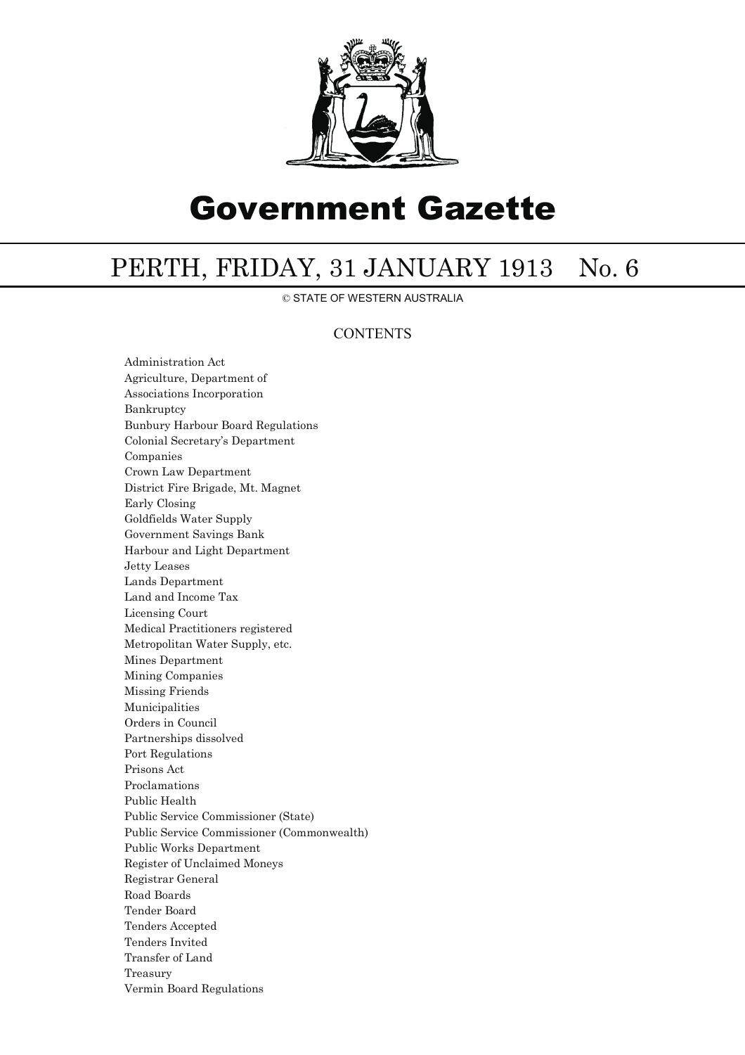# Government Gazette

## PERTH, FRIDAY, 31 JANUARY 1913 No. 6

© STATE OF WESTERN AUSTRALIA

### CONTENTS

Administration Act
Agriculture, Department of
Associations Incorporation
Bankruptcy
Bunbury Harbour Board Regulations
Colonial Secretary's Department
Companies
Crown Law Department
District Fire Brigade, Mt. Magnet
Early Closing
Goldfields Water Supply
Government Savings Bank
Harbour and Light Department
Jetty Leases
Lands Department
Land and Income Tax
Licensing Court
Medical Practitioners registered
Metropolitan Water Supply, etc.
Mines Department
Mining Companies
Missing Friends
Municipalities
Orders in Council
Partnerships dissolved
Port Regulations
Prisons Act
Proclamations
Public Health
Public Service Commissioner (State)
Public Service Commissioner (Commonwealth)
Public Works Department
Register of Unclaimed Moneys
Registrar General
Road Boards
Tender Board
Tenders Accepted
Tenders Invited
Transfer of Land
Treasury
Vermin Board Regulations